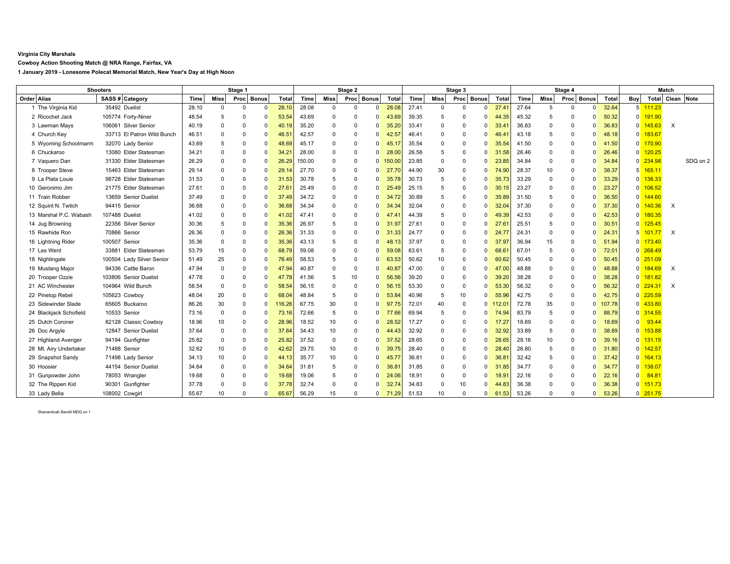**Virginia City Marshals**

**Cowboy Action Shooting Match @ NRA Range, Fairfax, VA**

**1 January 2019 - Lonesome Polecat Memorial Match, New Year's Day at High Noon**

| Shooters | | | | Stage 1 | | | | | Stage 2 | | | | | Stage 3 | | | | | Stage 4 | | | | | Match | | | |
|---|---|---|---|---|---|---|---|---|---|---|---|---|---|---|---|---|---|---|---|---|---|---|---|---|---|---|---|
| Order | Alias | SASS # | Category | Time | Miss | Proc | Bonus | Total | Time | Miss | Proc | Bonus | Total | Time | Miss | Proc | Bonus | Total | Time | Miss | Proc | Bonus | Total | Buy | Total | Clean | Note |
| 1 | The Virginia Kid | 35492 | Duelist | 28.10 | 0 | 0 | 0 | 28.10 | 28.08 | 0 | 0 | 0 | 28.08 | 27.41 | 0 | 0 | 0 | 27.41 | 27.64 | 5 | 0 | 0 | 32.64 | 5 | 111.23 | | |
| 2 | Ricochet Jack | 105774 | Forty-Niner | 48.54 | 5 | 0 | 0 | 53.54 | 43.69 | 0 | 0 | 0 | 43.69 | 39.35 | 5 | 0 | 0 | 44.35 | 45.32 | 5 | 0 | 0 | 50.32 | 0 | 191.90 | | |
| 3 | Lawman Mays | 106061 | Silver Senior | 40.19 | 0 | 0 | 0 | 40.19 | 35.20 | 0 | 0 | 0 | 35.20 | 33.41 | 0 | 0 | 0 | 33.41 | 36.83 | 0 | 0 | 0 | 36.83 | 0 | 145.63 | X | |
| 4 | Church Key | 33713 | El Patron Wild Bunch | 46.51 | 0 | 0 | 0 | 46.51 | 42.57 | 0 | 0 | 0 | 42.57 | 46.41 | 0 | 0 | 0 | 46.41 | 43.18 | 5 | 0 | 0 | 48.18 | 0 | 183.67 | | |
| 5 | Wyoming Schoolmarm | 32070 | Lady Senior | 43.69 | 5 | 0 | 0 | 48.69 | 45.17 | 0 | 0 | 0 | 45.17 | 35.54 | 0 | 0 | 0 | 35.54 | 41.50 | 0 | 0 | 0 | 41.50 | 0 | 170.90 | | |
| 6 | Chuckaroo | 13080 | Elder Statesman | 34.21 | 0 | 0 | 0 | 34.21 | 28.00 | 0 | 0 | 0 | 28.00 | 26.58 | 5 | 0 | 0 | 31.58 | 26.46 | 0 | 0 | 0 | 26.46 | 0 | 120.25 | | |
| 7 | Vaquero Dan | 31330 | Elder Statesman | 26.29 | 0 | 0 | 0 | 26.29 | 150.00 | 0 | 0 | 0 | 150.00 | 23.85 | 0 | 0 | 0 | 23.85 | 34.84 | 0 | 0 | 0 | 34.84 | 0 | 234.98 | | SDQ on 2 |
| 8 | Trooper Steve | 15463 | Elder Statesman | 29.14 | 0 | 0 | 0 | 29.14 | 27.70 | 0 | 0 | 0 | 27.70 | 44.90 | 30 | 0 | 0 | 74.90 | 28.37 | 10 | 0 | 0 | 38.37 | 5 | 165.11 | | |
| 9 | La Plata Louie | 98728 | Elder Statesman | 31.53 | 0 | 0 | 0 | 31.53 | 30.78 | 5 | 0 | 0 | 35.78 | 30.73 | 5 | 0 | 0 | 35.73 | 33.29 | 0 | 0 | 0 | 33.29 | 0 | 136.33 | | |
| 10 | Geronimo Jim | 21775 | Elder Statesman | 27.61 | 0 | 0 | 0 | 27.61 | 25.49 | 0 | 0 | 0 | 25.49 | 25.15 | 5 | 0 | 0 | 30.15 | 23.27 | 0 | 0 | 0 | 23.27 | 0 | 106.52 | | |
| 11 | Train Robber | 13659 | Senior Duelist | 37.49 | 0 | 0 | 0 | 37.49 | 34.72 | 0 | 0 | 0 | 34.72 | 30.89 | 5 | 0 | 0 | 35.89 | 31.50 | 5 | 0 | 0 | 36.50 | 0 | 144.60 | | |
| 12 | Squint N. Twtich | 94415 | Senior | 36.68 | 0 | 0 | 0 | 36.68 | 34.34 | 0 | 0 | 0 | 34.34 | 32.04 | 0 | 0 | 0 | 32.04 | 37.30 | 0 | 0 | 0 | 37.30 | 0 | 140.36 | X | |
| 13 | Marshal P.C. Wabash | 107488 | Duelist | 41.02 | 0 | 0 | 0 | 41.02 | 47.41 | 0 | 0 | 0 | 47.41 | 44.39 | 5 | 0 | 0 | 49.39 | 42.53 | 0 | 0 | 0 | 42.53 | 0 | 180.35 | | |
| 14 | Jug Browning | 22356 | Silver Senior | 30.36 | 5 | 0 | 0 | 35.36 | 26.97 | 5 | 0 | 0 | 31.97 | 27.61 | 0 | 0 | 0 | 27.61 | 25.51 | 5 | 0 | 0 | 30.51 | 0 | 125.45 | | |
| 15 | Rawhide Ron | 70866 | Senior | 26.36 | 0 | 0 | 0 | 26.36 | 31.33 | 0 | 0 | 0 | 31.33 | 24.77 | 0 | 0 | 0 | 24.77 | 24.31 | 0 | 0 | 0 | 24.31 | 5 | 101.77 | X | |
| 16 | Lightning Rider | 100507 | Senior | 35.36 | 0 | 0 | 0 | 35.36 | 43.13 | 5 | 0 | 0 | 48.13 | 37.97 | 0 | 0 | 0 | 37.97 | 36.94 | 15 | 0 | 0 | 51.94 | 0 | 173.40 | | |
| 17 | Les Went | 33881 | Elder Statesman | 53.79 | 15 | 0 | 0 | 68.79 | 59.08 | 0 | 0 | 0 | 59.08 | 63.61 | 5 | 0 | 0 | 68.61 | 67.01 | 5 | 0 | 0 | 72.01 | 0 | 268.49 | | |
| 18 | Nightingale | 100504 | Lady Silver Senior | 51.49 | 25 | 0 | 0 | 76.49 | 58.53 | 5 | 0 | 0 | 63.53 | 50.62 | 10 | 0 | 0 | 60.62 | 50.45 | 0 | 0 | 0 | 50.45 | 0 | 251.09 | | |
| 19 | Mustang Major | 94336 | Cattle Baron | 47.94 | 0 | 0 | 0 | 47.94 | 40.87 | 0 | 0 | 0 | 40.87 | 47.00 | 0 | 0 | 0 | 47.00 | 48.88 | 0 | 0 | 0 | 48.88 | 0 | 184.69 | X | |
| 20 | Trooper Ozzie | 103806 | Senior Duelist | 47.78 | 0 | 0 | 0 | 47.78 | 41.56 | 5 | 10 | 0 | 56.56 | 39.20 | 0 | 0 | 0 | 39.20 | 38.28 | 0 | 0 | 0 | 38.28 | 0 | 181.82 | | |
| 21 | AC Winchester | 104964 | Wild Bunch | 58.54 | 0 | 0 | 0 | 58.54 | 56.15 | 0 | 0 | 0 | 56.15 | 53.30 | 0 | 0 | 0 | 53.30 | 56.32 | 0 | 0 | 0 | 56.32 | 0 | 224.31 | X | |
| 22 | Pinetop Rebel | 105623 | Cowboy | 48.04 | 20 | 0 | 0 | 68.04 | 48.84 | 5 | 0 | 0 | 53.84 | 40.96 | 5 | 10 | 0 | 55.96 | 42.75 | 0 | 0 | 0 | 42.75 | 0 | 220.59 | | |
| 23 | Sidewinder Slade | 65605 | Buckaroo | 86.26 | 30 | 0 | 0 | 116.26 | 67.75 | 30 | 0 | 0 | 97.75 | 72.01 | 40 | 0 | 0 | 112.01 | 72.78 | 35 | 0 | 0 | 107.78 | 0 | 433.80 | | |
| 24 | Blackjack Schofield | 10533 | Senior | 73.16 | 0 | 0 | 0 | 73.16 | 72.66 | 5 | 0 | 0 | 77.66 | 69.94 | 5 | 0 | 0 | 74.94 | 83.79 | 5 | 0 | 0 | 88.79 | 0 | 314.55 | | |
| 25 | Dutch Coroner | 82128 | Classic Cowboy | 18.96 | 10 | 0 | 0 | 28.96 | 18.52 | 10 | 0 | 0 | 28.52 | 17.27 | 0 | 0 | 0 | 17.27 | 18.69 | 0 | 0 | 0 | 18.69 | 0 | 93.44 | | |
| 26 | Doc Argyle | 12847 | Senior Duelist | 37.64 | 0 | 0 | 0 | 37.64 | 34.43 | 10 | 0 | 0 | 44.43 | 32.92 | 0 | 0 | 0 | 32.92 | 33.89 | 5 | 0 | 0 | 38.89 | 0 | 153.88 | | |
| 27 | Highland Avenger | 94194 | Gunfighter | 25.82 | 0 | 0 | 0 | 25.82 | 37.52 | 0 | 0 | 0 | 37.52 | 28.65 | 0 | 0 | 0 | 28.65 | 29.16 | 10 | 0 | 0 | 39.16 | 0 | 131.15 | | |
| 28 | Mt. Airy Undertaker | 71488 | Senior | 32.62 | 10 | 0 | 0 | 42.62 | 29.75 | 10 | 0 | 0 | 39.75 | 28.40 | 0 | 0 | 0 | 28.40 | 26.80 | 5 | 0 | 0 | 31.80 | 0 | 142.57 | | |
| 29 | Snapshot Sandy | 71498 | Lady Senior | 34.13 | 10 | 0 | 0 | 44.13 | 35.77 | 10 | 0 | 0 | 45.77 | 36.81 | 0 | 0 | 0 | 36.81 | 32.42 | 5 | 0 | 0 | 37.42 | 0 | 164.13 | | |
| 30 | Hoosier | 44154 | Senior Duelist | 34.64 | 0 | 0 | 0 | 34.64 | 31.81 | 5 | 0 | 0 | 36.81 | 31.85 | 0 | 0 | 0 | 31.85 | 34.77 | 0 | 0 | 0 | 34.77 | 0 | 138.07 | | |
| 31 | Gunpowder John | 78053 | Wrangler | 19.68 | 0 | 0 | 0 | 19.68 | 19.06 | 5 | 0 | 0 | 24.06 | 18.91 | 0 | 0 | 0 | 18.91 | 22.16 | 0 | 0 | 0 | 22.16 | 0 | 84.81 | | |
| 32 | The Rippen Kid | 90301 | Gunfighter | 37.78 | 0 | 0 | 0 | 37.78 | 32.74 | 0 | 0 | 0 | 32.74 | 34.83 | 0 | 10 | 0 | 44.83 | 36.38 | 0 | 0 | 0 | 36.38 | 0 | 151.73 | | |
| 33 | Lady Bella | 108002 | Cowgirl | 55.67 | 10 | 0 | 0 | 65.67 | 56.29 | 15 | 0 | 0 | 71.29 | 51.53 | 10 | 0 | 0 | 61.53 | 53.26 | 0 | 0 | 0 | 53.26 | 0 | 251.75 | | |

Shenandoah Bandit MDQ on 1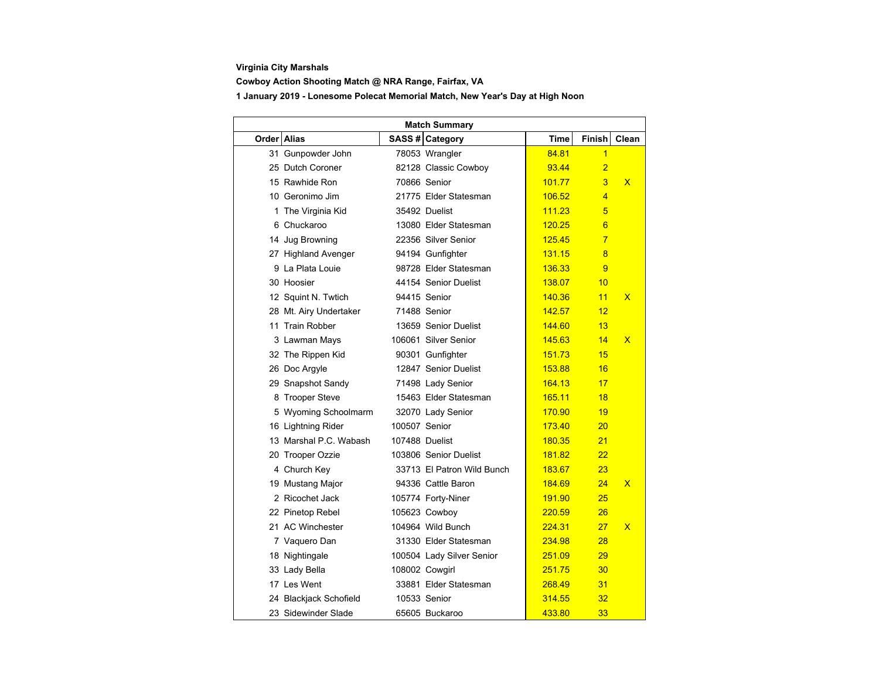**Virginia City Marshals**

**Cowboy Action Shooting Match @ NRA Range, Fairfax, VA**

**1 January 2019 - Lonesome Polecat Memorial Match, New Year's Day at High Noon**

**Match Summary**

| Order | Alias | SASS # | Category | Time | Finish | Clean |
|---|---|---|---|---|---|---|
| 31 | Gunpowder John | 78053 | Wrangler | 84.81 | 1 | |
| 25 | Dutch Coroner | 82128 | Classic Cowboy | 93.44 | 2 | |
| 15 | Rawhide Ron | 70866 | Senior | 101.77 | 3 | X |
| 10 | Geronimo Jim | 21775 | Elder Statesman | 106.52 | 4 | |
| 1 | The Virginia Kid | 35492 | Duelist | 111.23 | 5 | |
| 6 | Chuckaroo | 13080 | Elder Statesman | 120.25 | 6 | |
| 14 | Jug Browning | 22356 | Silver Senior | 125.45 | 7 | |
| 27 | Highland Avenger | 94194 | Gunfighter | 131.15 | 8 | |
| 9 | La Plata Louie | 98728 | Elder Statesman | 136.33 | 9 | |
| 30 | Hoosier | 44154 | Senior Duelist | 138.07 | 10 | |
| 12 | Squint N. Twtich | 94415 | Senior | 140.36 | 11 | X |
| 28 | Mt. Airy Undertaker | 71488 | Senior | 142.57 | 12 | |
| 11 | Train Robber | 13659 | Senior Duelist | 144.60 | 13 | |
| 3 | Lawman Mays | 106061 | Silver Senior | 145.63 | 14 | X |
| 32 | The Rippen Kid | 90301 | Gunfighter | 151.73 | 15 | |
| 26 | Doc Argyle | 12847 | Senior Duelist | 153.88 | 16 | |
| 29 | Snapshot Sandy | 71498 | Lady Senior | 164.13 | 17 | |
| 8 | Trooper Steve | 15463 | Elder Statesman | 165.11 | 18 | |
| 5 | Wyoming Schoolmarm | 32070 | Lady Senior | 170.90 | 19 | |
| 16 | Lightning Rider | 100507 | Senior | 173.40 | 20 | |
| 13 | Marshal P.C. Wabash | 107488 | Duelist | 180.35 | 21 | |
| 20 | Trooper Ozzie | 103806 | Senior Duelist | 181.82 | 22 | |
| 4 | Church Key | 33713 | El Patron Wild Bunch | 183.67 | 23 | |
| 19 | Mustang Major | 94336 | Cattle Baron | 184.69 | 24 | X |
| 2 | Ricochet Jack | 105774 | Forty-Niner | 191.90 | 25 | |
| 22 | Pinetop Rebel | 105623 | Cowboy | 220.59 | 26 | |
| 21 | AC Winchester | 104964 | Wild Bunch | 224.31 | 27 | X |
| 7 | Vaquero Dan | 31330 | Elder Statesman | 234.98 | 28 | |
| 18 | Nightingale | 100504 | Lady Silver Senior | 251.09 | 29 | |
| 33 | Lady Bella | 108002 | Cowgirl | 251.75 | 30 | |
| 17 | Les Went | 33881 | Elder Statesman | 268.49 | 31 | |
| 24 | Blackjack Schofield | 10533 | Senior | 314.55 | 32 | |
| 23 | Sidewinder Slade | 65605 | Buckaroo | 433.80 | 33 | |